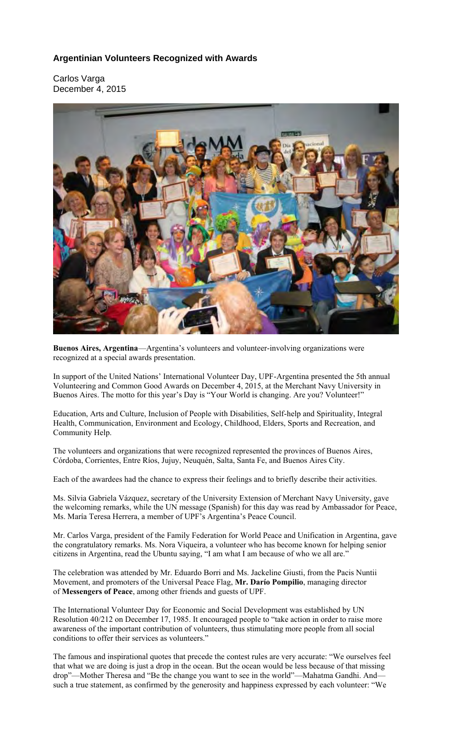## Argentinian Volunteers Recognized with Awards

Carlos Varga
December 4, 2015

**Buenos Aires, Argentina**—Argentina's volunteers and volunteer-involving organizations were recognized at a special awards presentation.

In support of the United Nations' International Volunteer Day, UPF-Argentina presented the 5th annual Volunteering and Common Good Awards on December 4, 2015, at the Merchant Navy University in Buenos Aires. The motto for this year's Day is "Your World is changing. Are you? Volunteer!"

Education, Arts and Culture, Inclusion of People with Disabilities, Self-help and Spirituality, Integral Health, Communication, Environment and Ecology, Childhood, Elders, Sports and Recreation, and Community Help.

The volunteers and organizations that were recognized represented the provinces of Buenos Aires, Córdoba, Corrientes, Entre Ríos, Jujuy, Neuquén, Salta, Santa Fe, and Buenos Aires City.

Each of the awardees had the chance to express their feelings and to briefly describe their activities.

Ms. Silvia Gabriela Vázquez, secretary of the University Extension of Merchant Navy University, gave the welcoming remarks, while the UN message (Spanish) for this day was read by Ambassador for Peace, Ms. María Teresa Herrera, a member of UPF's Argentina's Peace Council.

Mr. Carlos Varga, president of the Family Federation for World Peace and Unification in Argentina, gave the congratulatory remarks. Ms. Nora Viqueira, a volunteer who has become known for helping senior citizens in Argentina, read the Ubuntu saying, "I am what I am because of who we all are."

The celebration was attended by Mr. Eduardo Borri and Ms. Jackeline Giusti, from the Pacis Nuntii Movement, and promoters of the Universal Peace Flag, **Mr. Darío Pompilio**, managing director of **Messengers of Peace**, among other friends and guests of UPF.

The International Volunteer Day for Economic and Social Development was established by UN Resolution 40/212 on December 17, 1985. It encouraged people to "take action in order to raise more awareness of the important contribution of volunteers, thus stimulating more people from all social conditions to offer their services as volunteers."

The famous and inspirational quotes that precede the contest rules are very accurate: "We ourselves feel that what we are doing is just a drop in the ocean. But the ocean would be less because of that missing drop"—Mother Theresa and "Be the change you want to see in the world"—Mahatma Gandhi. And—such a true statement, as confirmed by the generosity and happiness expressed by each volunteer: "We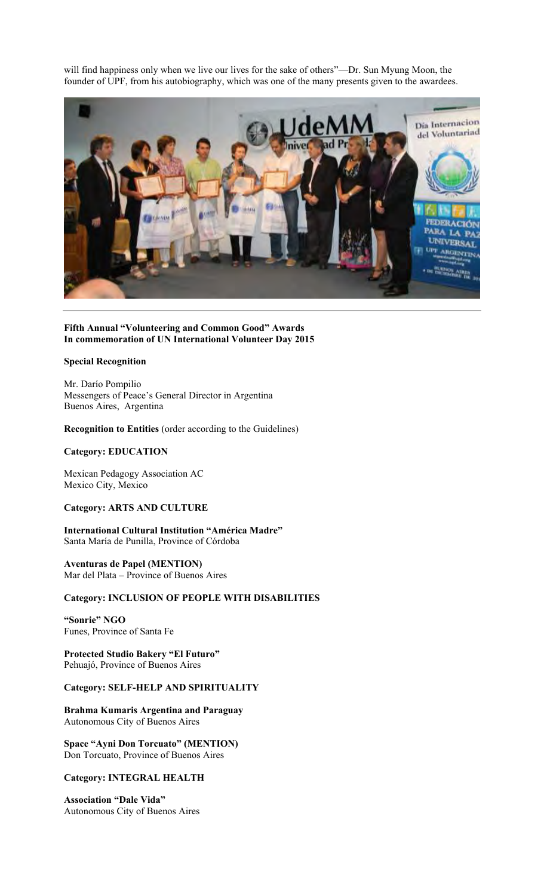will find happiness only when we live our lives for the sake of others"—Dr. Sun Myung Moon, the founder of UPF, from his autobiography, which was one of the many presents given to the awardees.

---

**Fifth Annual "Volunteering and Common Good" Awards**
**In commemoration of UN International Volunteer Day 2015**

**Special Recognition**

Mr. Darío Pompilio
Messengers of Peace's General Director in Argentina
Buenos Aires, Argentina

**Recognition to Entities** (order according to the Guidelines)

**Category: EDUCATION**

Mexican Pedagogy Association AC
Mexico City, Mexico

**Category: ARTS AND CULTURE**

**International Cultural Institution "América Madre"**
Santa María de Punilla, Province of Córdoba

**Aventuras de Papel (MENTION)**
Mar del Plata – Province of Buenos Aires

**Category: INCLUSION OF PEOPLE WITH DISABILITIES**

**"Sonrie" NGO**
Funes, Province of Santa Fe

**Protected Studio Bakery "El Futuro"**
Pehuajó, Province of Buenos Aires

**Category: SELF-HELP AND SPIRITUALITY**

**Brahma Kumaris Argentina and Paraguay**
Autonomous City of Buenos Aires

**Space "Ayni Don Torcuato" (MENTION)**
Don Torcuato, Province of Buenos Aires

**Category: INTEGRAL HEALTH**

**Association "Dale Vida"**
Autonomous City of Buenos Aires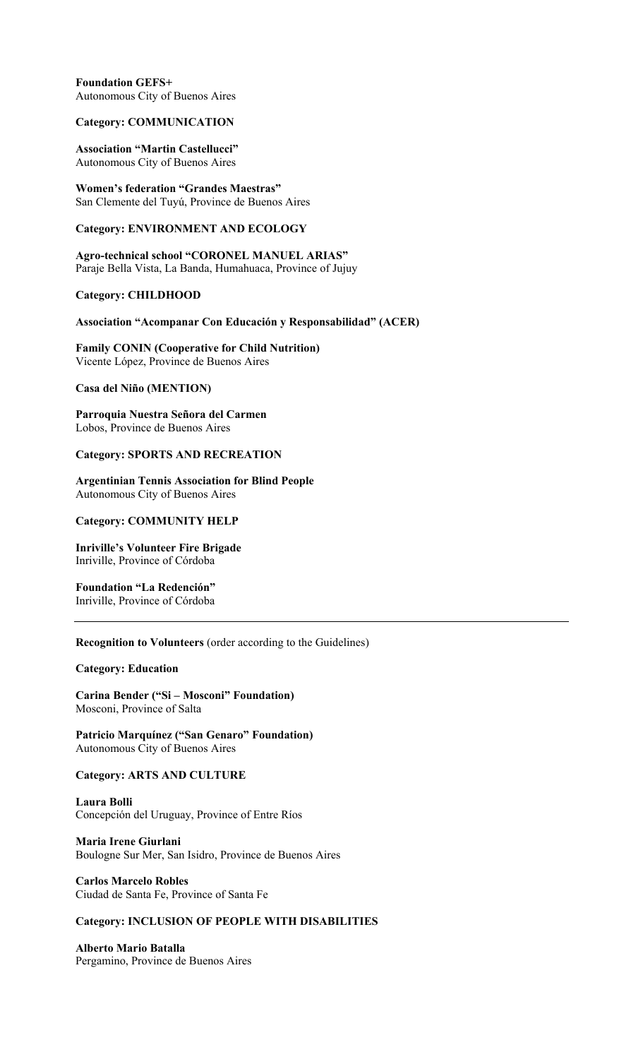**Foundation GEFS+**
Autonomous City of Buenos Aires

**Category: COMMUNICATION**

**Association "Martin Castellucci"**
Autonomous City of Buenos Aires

**Women's federation "Grandes Maestras"**
San Clemente del Tuyú, Province de Buenos Aires

**Category: ENVIRONMENT AND ECOLOGY**

**Agro-technical school "CORONEL MANUEL ARIAS"**
Paraje Bella Vista, La Banda, Humahuaca, Province of Jujuy

**Category: CHILDHOOD**

**Association "Acompanar Con Educación y Responsabilidad" (ACER)**

**Family CONIN (Cooperative for Child Nutrition)**
Vicente López, Province de Buenos Aires

**Casa del Niño (MENTION)**

**Parroquia Nuestra Señora del Carmen**
Lobos, Province de Buenos Aires

**Category: SPORTS AND RECREATION**

**Argentinian Tennis Association for Blind People**
Autonomous City of Buenos Aires

**Category: COMMUNITY HELP**

**Inriville's Volunteer Fire Brigade**
Inriville, Province of Córdoba

**Foundation "La Redención"**
Inriville, Province of Córdoba

---

**Recognition to Volunteers** (order according to the Guidelines)

**Category: Education**

**Carina Bender ("Si – Mosconi" Foundation)**
Mosconi, Province of Salta

**Patricio Marquínez ("San Genaro" Foundation)**
Autonomous City of Buenos Aires

**Category: ARTS AND CULTURE**

**Laura Bolli**
Concepción del Uruguay, Province of Entre Ríos

**Maria Irene Giurlani**
Boulogne Sur Mer, San Isidro, Province de Buenos Aires

**Carlos Marcelo Robles**
Ciudad de Santa Fe, Province of Santa Fe

**Category: INCLUSION OF PEOPLE WITH DISABILITIES**

**Alberto Mario Batalla**
Pergamino, Province de Buenos Aires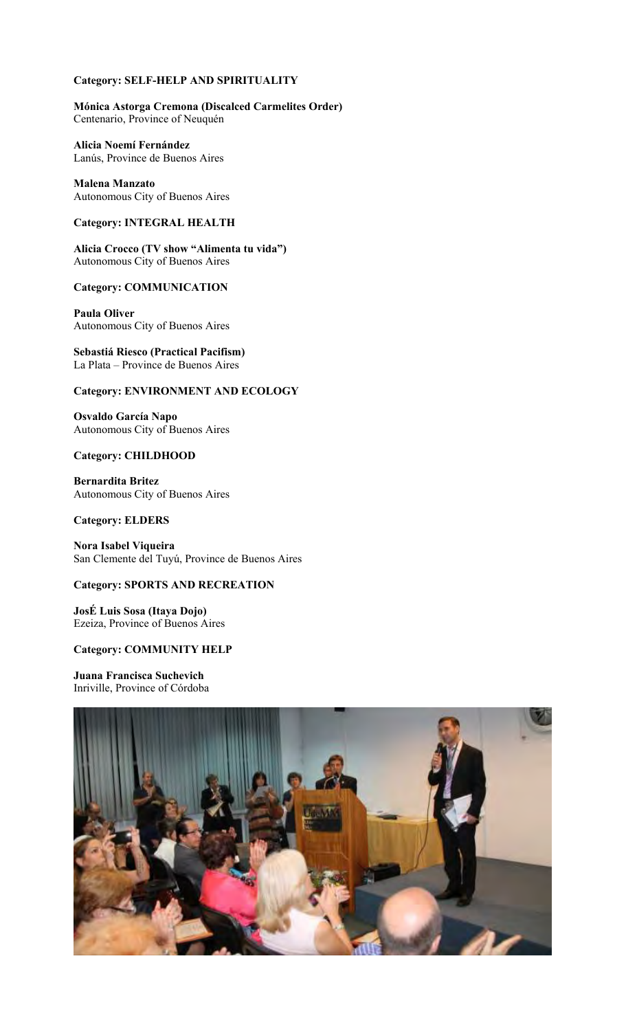**Category: SELF-HELP AND SPIRITUALITY**

**Mónica Astorga Cremona (Discalced Carmelites Order)**
Centenario, Province of Neuquén

**Alicia Noemí Fernández**
Lanús, Province de Buenos Aires

**Malena Manzato**
Autonomous City of Buenos Aires

**Category: INTEGRAL HEALTH**

**Alicia Crocco (TV show "Alimenta tu vida")**
Autonomous City of Buenos Aires

**Category: COMMUNICATION**

**Paula Oliver**
Autonomous City of Buenos Aires

**Sebastiá Riesco (Practical Pacifism)**
La Plata – Province de Buenos Aires

**Category: ENVIRONMENT AND ECOLOGY**

**Osvaldo García Napo**
Autonomous City of Buenos Aires

**Category: CHILDHOOD**

**Bernardita Britez**
Autonomous City of Buenos Aires

**Category: ELDERS**

**Nora Isabel Viqueira**
San Clemente del Tuyú, Province de Buenos Aires

**Category: SPORTS AND RECREATION**

**JosÉ Luis Sosa (Itaya Dojo)**
Ezeiza, Province of Buenos Aires

**Category: COMMUNITY HELP**

**Juana Francisca Suchevich**
Inriville, Province of Córdoba